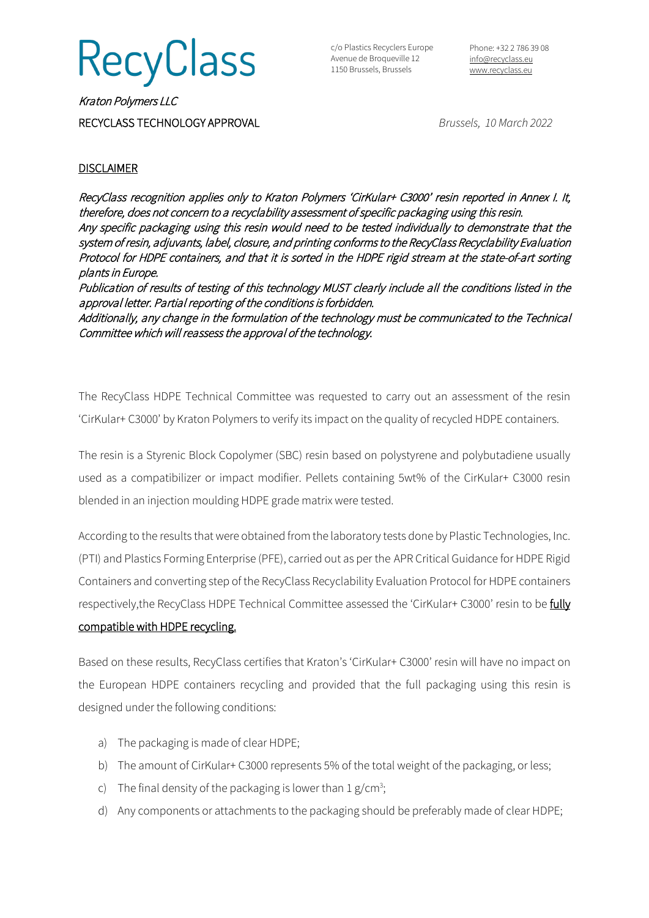# RecyClass

c/o Plastics Recyclers Europe
Avenue de Broqueville 12
1150 Brussels, Brussels

Phone: +32 2 786 39 08
info@recyclass.eu
www.recyclass.eu

*Kraton Polymers LLC*

RECYCLASS TECHNOLOGY APPROVAL

*Brussels, 10 March 2022*

## DISCLAIMER

*RecyClass recognition applies only to Kraton Polymers 'CirKular+ C3000' resin reported in Annex I. It, therefore, does not concern to a recyclability assessment of specific packaging using this resin.*
*Any specific packaging using this resin would need to be tested individually to demonstrate that the system of resin, adjuvants, label, closure, and printing conforms to the RecyClass Recyclability Evaluation Protocol for HDPE containers, and that it is sorted in the HDPE rigid stream at the state-of-art sorting plants in Europe.*
*Publication of results of testing of this technology MUST clearly include all the conditions listed in the approval letter. Partial reporting of the conditions is forbidden.*
*Additionally, any change in the formulation of the technology must be communicated to the Technical Committee which will reassess the approval of the technology.*

The RecyClass HDPE Technical Committee was requested to carry out an assessment of the resin 'CirKular+ C3000' by Kraton Polymers to verify its impact on the quality of recycled HDPE containers.

The resin is a Styrenic Block Copolymer (SBC) resin based on polystyrene and polybutadiene usually used as a compatibilizer or impact modifier. Pellets containing 5wt% of the CirKular+ C3000 resin blended in an injection moulding HDPE grade matrix were tested.

According to the results that were obtained from the laboratory tests done by Plastic Technologies, Inc. (PTI) and Plastics Forming Enterprise (PFE), carried out as per the APR Critical Guidance for HDPE Rigid Containers and converting step of the RecyClass Recyclability Evaluation Protocol for HDPE containers respectively,the RecyClass HDPE Technical Committee assessed the 'CirKular+ C3000' resin to be <u>fully compatible with HDPE recycling.</u>

Based on these results, RecyClass certifies that Kraton's 'CirKular+ C3000' resin will have no impact on the European HDPE containers recycling and provided that the full packaging using this resin is designed under the following conditions:

a) The packaging is made of clear HDPE;
b) The amount of CirKular+ C3000 represents 5% of the total weight of the packaging, or less;
c) The final density of the packaging is lower than 1 g/cm³;
d) Any components or attachments to the packaging should be preferably made of clear HDPE;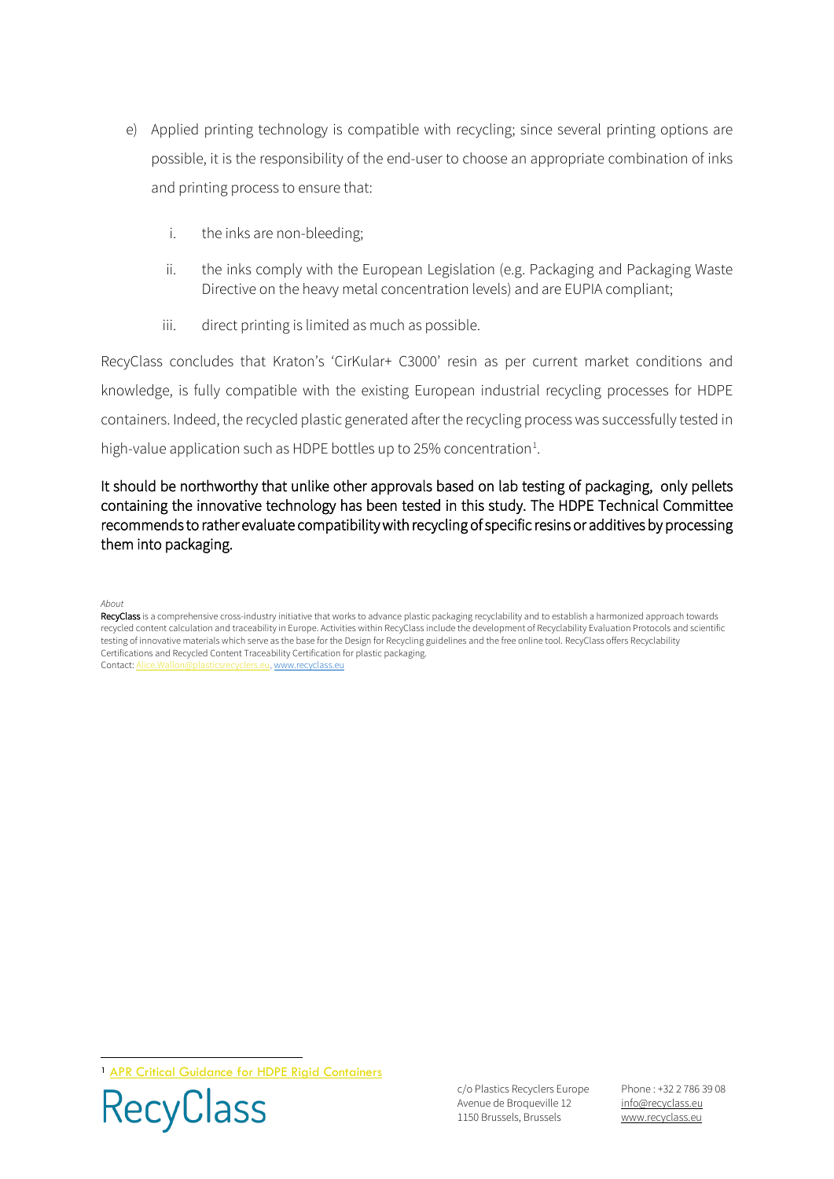e) Applied printing technology is compatible with recycling; since several printing options are possible, it is the responsibility of the end-user to choose an appropriate combination of inks and printing process to ensure that:

   i. the inks are non-bleeding;

   ii. the inks comply with the European Legislation (e.g. Packaging and Packaging Waste Directive on the heavy metal concentration levels) and are EUPIA compliant;

   iii. direct printing is limited as much as possible.

RecyClass concludes that Kraton's 'CirKular+ C3000' resin as per current market conditions and knowledge, is fully compatible with the existing European industrial recycling processes for HDPE containers. Indeed, the recycled plastic generated after the recycling process was successfully tested in high-value application such as HDPE bottles up to 25% concentration[1].

It should be northworthy that unlike other approvals based on lab testing of packaging, only pellets containing the innovative technology has been tested in this study. The HDPE Technical Committee recommends to rather evaluate compatibility with recycling of specific resins or additives by processing them into packaging.

*About*

**RecyClass** is a comprehensive cross-industry initiative that works to advance plastic packaging recyclability and to establish a harmonized approach towards recycled content calculation and traceability in Europe. Activities within RecyClass include the development of Recyclability Evaluation Protocols and scientific testing of innovative materials which serve as the base for the Design for Recycling guidelines and the free online tool. RecyClass offers Recyclability Certifications and Recycled Content Traceability Certification for plastic packaging.
Contact: Alice.Wallon@plasticsrecyclers.eu, www.recyclass.eu

[1] APR Critical Guidance for HDPE Rigid Containers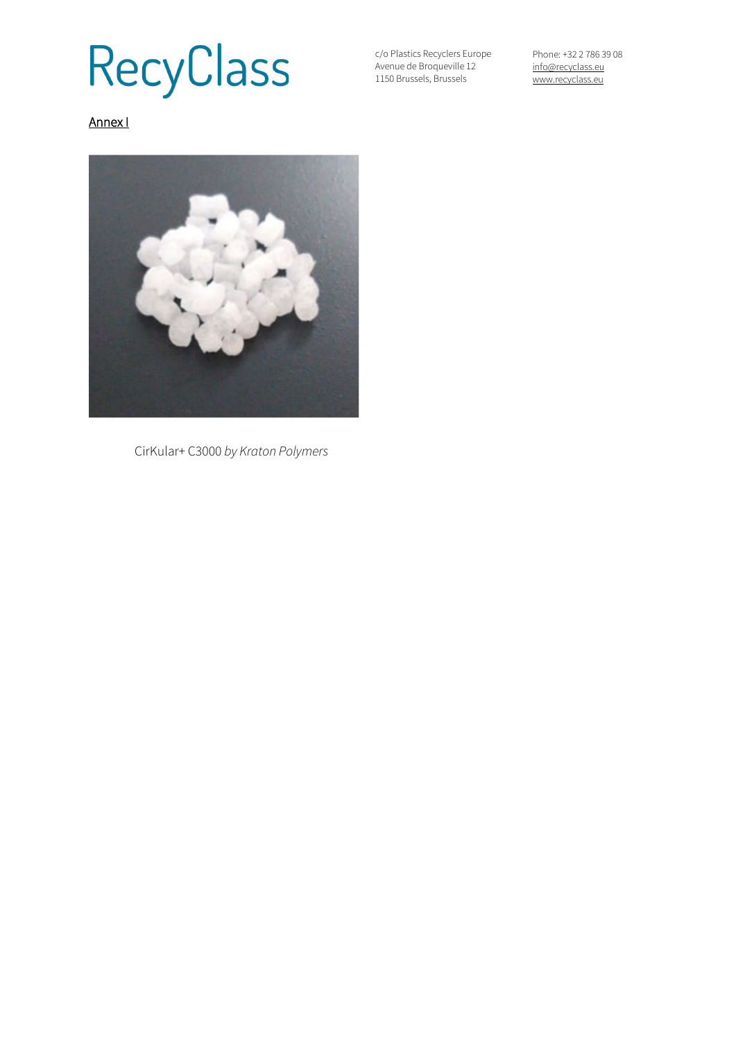Annex I

CirKular+ C3000 *by Kraton Polymers*